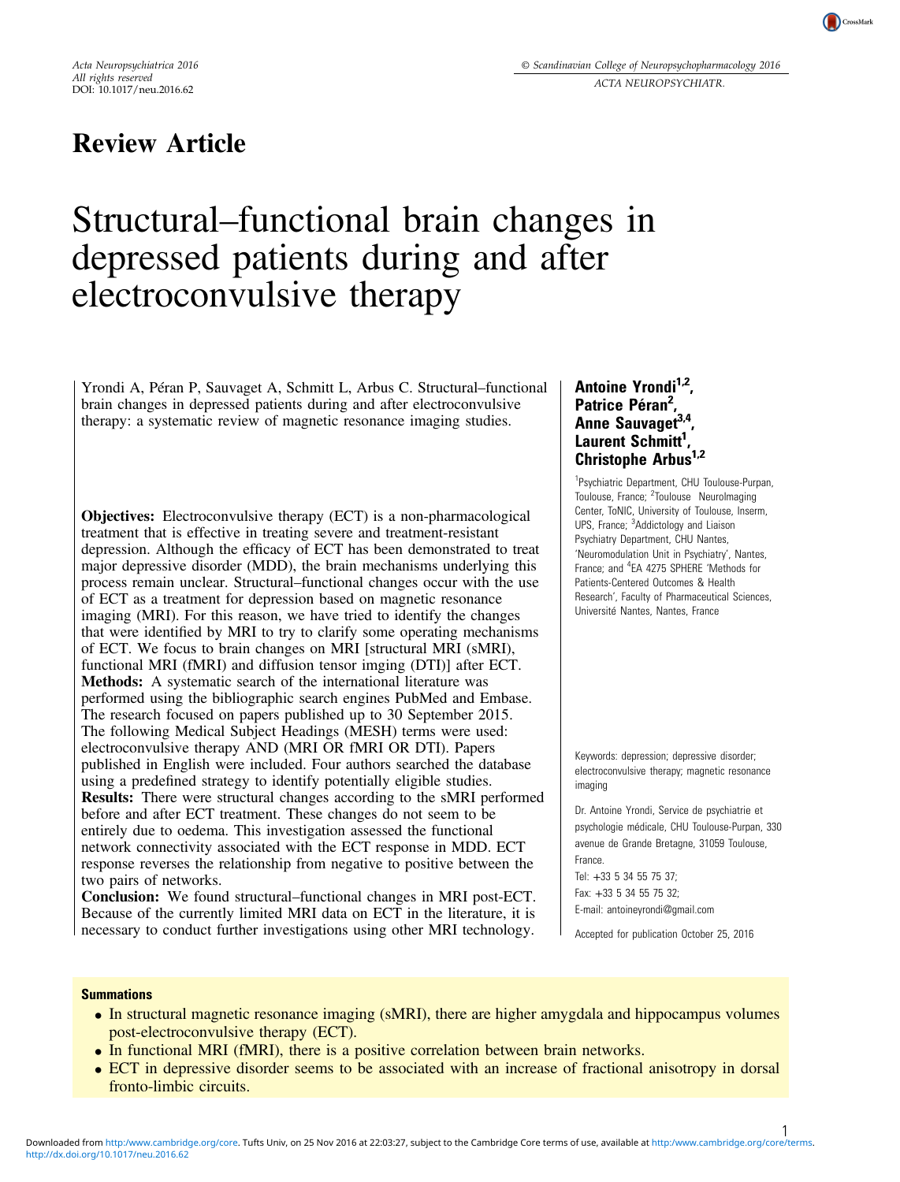# Review Article

# Structural–functional brain changes in depressed patients during and after electroconvulsive therapy

Yrondi A, Péran P, Sauvaget A, Schmitt L, Arbus C. Structural–functional brain changes in depressed patients during and after electroconvulsive therapy: a systematic review of magnetic resonance imaging studies.

**Antoine Yrondi[1,2], Patrice Péran[2], Anne Sauvaget[3,4], Laurent Schmitt[1], Christophe Arbus[1,2]**

[1]Psychiatric Department, CHU Toulouse-Purpan, Toulouse, France; [2]Toulouse NeuroImaging Center, ToNIC, University of Toulouse, Inserm, UPS, France; [3]Addictology and Liaison Psychiatry Department, CHU Nantes, 'Neuromodulation Unit in Psychiatry', Nantes, France; and [4]EA 4275 SPHERE 'Methods for Patients-Centered Outcomes & Health Research', Faculty of Pharmaceutical Sciences, Université Nantes, Nantes, France

**Objectives:** Electroconvulsive therapy (ECT) is a non-pharmacological treatment that is effective in treating severe and treatment-resistant depression. Although the efficacy of ECT has been demonstrated to treat major depressive disorder (MDD), the brain mechanisms underlying this process remain unclear. Structural–functional changes occur with the use of ECT as a treatment for depression based on magnetic resonance imaging (MRI). For this reason, we have tried to identify the changes that were identified by MRI to try to clarify some operating mechanisms of ECT. We focus to brain changes on MRI [structural MRI (sMRI), functional MRI (fMRI) and diffusion tensor imaging (DTI)] after ECT.
**Methods:** A systematic search of the international literature was performed using the bibliographic search engines PubMed and Embase. The research focused on papers published up to 30 September 2015. The following Medical Subject Headings (MESH) terms were used: electroconvulsive therapy AND (MRI OR fMRI OR DTI). Papers published in English were included. Four authors searched the database using a predefined strategy to identify potentially eligible studies.
**Results:** There were structural changes according to the sMRI performed before and after ECT treatment. These changes do not seem to be entirely due to oedema. This investigation assessed the functional network connectivity associated with the ECT response in MDD. ECT response reverses the relationship from negative to positive between the two pairs of networks.
**Conclusion:** We found structural–functional changes in MRI post-ECT. Because of the currently limited MRI data on ECT in the literature, it is necessary to conduct further investigations using other MRI technology.

Keywords: depression; depressive disorder; electroconvulsive therapy; magnetic resonance imaging

Dr. Antoine Yrondi, Service de psychiatrie et psychologie médicale, CHU Toulouse-Purpan, 330 avenue de Grande Bretagne, 31059 Toulouse, France.
Tel: +33 5 34 55 75 37;
Fax: +33 5 34 55 75 32;
E-mail: antoineyrondi@gmail.com

Accepted for publication October 25, 2016

**Summations**

- In structural magnetic resonance imaging (sMRI), there are higher amygdala and hippocampus volumes post-electroconvulsive therapy (ECT).
- In functional MRI (fMRI), there is a positive correlation between brain networks.
- ECT in depressive disorder seems to be associated with an increase of fractional anisotropy in dorsal fronto-limbic circuits.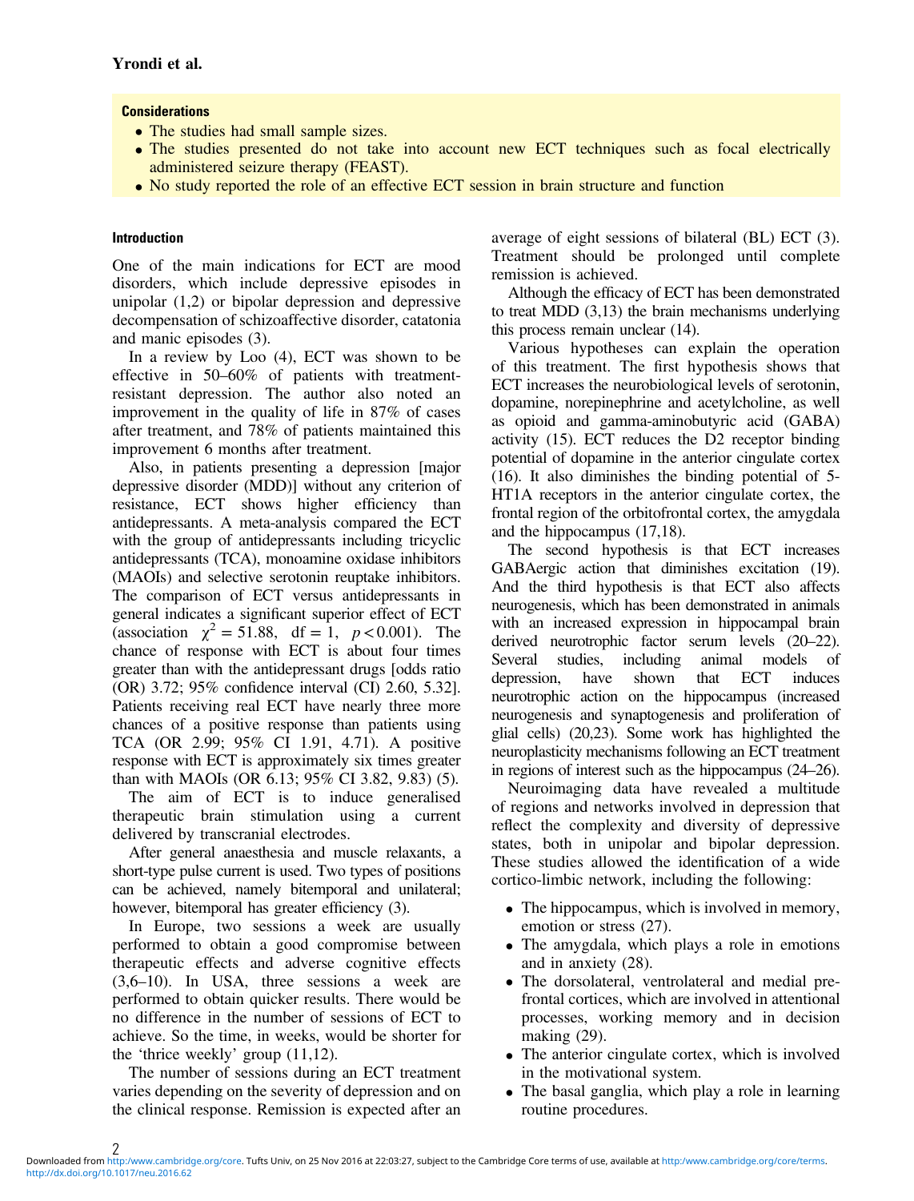**Considerations**

- The studies had small sample sizes.
- The studies presented do not take into account new ECT techniques such as focal electrically administered seizure therapy (FEAST).
- No study reported the role of an effective ECT session in brain structure and function

## Introduction

One of the main indications for ECT are mood disorders, which include depressive episodes in unipolar (1,2) or bipolar depression and depressive decompensation of schizoaffective disorder, catatonia and manic episodes (3).

In a review by Loo (4), ECT was shown to be effective in 50–60% of patients with treatment-resistant depression. The author also noted an improvement in the quality of life in 87% of cases after treatment, and 78% of patients maintained this improvement 6 months after treatment.

Also, in patients presenting a depression [major depressive disorder (MDD)] without any criterion of resistance, ECT shows higher efficiency than antidepressants. A meta-analysis compared the ECT with the group of antidepressants including tricyclic antidepressants (TCA), monoamine oxidase inhibitors (MAOIs) and selective serotonin reuptake inhibitors. The comparison of ECT versus antidepressants in general indicates a significant superior effect of ECT (association $\chi^2 = 51.88$, df = 1, $p < 0.001$). The chance of response with ECT is about four times greater than with the antidepressant drugs [odds ratio (OR) 3.72; 95% confidence interval (CI) 2.60, 5.32]. Patients receiving real ECT have nearly three more chances of a positive response than patients using TCA (OR 2.99; 95% CI 1.91, 4.71). A positive response with ECT is approximately six times greater than with MAOIs (OR 6.13; 95% CI 3.82, 9.83) (5).

The aim of ECT is to induce generalised therapeutic brain stimulation using a current delivered by transcranial electrodes.

After general anaesthesia and muscle relaxants, a short-type pulse current is used. Two types of positions can be achieved, namely bitemporal and unilateral; however, bitemporal has greater efficiency (3).

In Europe, two sessions a week are usually performed to obtain a good compromise between therapeutic effects and adverse cognitive effects (3,6–10). In USA, three sessions a week are performed to obtain quicker results. There would be no difference in the number of sessions of ECT to achieve. So the time, in weeks, would be shorter for the 'thrice weekly' group (11,12).

The number of sessions during an ECT treatment varies depending on the severity of depression and on the clinical response. Remission is expected after an average of eight sessions of bilateral (BL) ECT (3). Treatment should be prolonged until complete remission is achieved.

Although the efficacy of ECT has been demonstrated to treat MDD (3,13) the brain mechanisms underlying this process remain unclear (14).

Various hypotheses can explain the operation of this treatment. The first hypothesis shows that ECT increases the neurobiological levels of serotonin, dopamine, norepinephrine and acetylcholine, as well as opioid and gamma-aminobutyric acid (GABA) activity (15). ECT reduces the D2 receptor binding potential of dopamine in the anterior cingulate cortex (16). It also diminishes the binding potential of 5-HT1A receptors in the anterior cingulate cortex, the frontal region of the orbitofrontal cortex, the amygdala and the hippocampus (17,18).

The second hypothesis is that ECT increases GABAergic action that diminishes excitation (19). And the third hypothesis is that ECT also affects neurogenesis, which has been demonstrated in animals with an increased expression in hippocampal brain derived neurotrophic factor serum levels (20–22). Several studies, including animal models of depression, have shown that ECT induces neurotrophic action on the hippocampus (increased neurogenesis and synaptogenesis and proliferation of glial cells) (20,23). Some work has highlighted the neuroplasticity mechanisms following an ECT treatment in regions of interest such as the hippocampus (24–26).

Neuroimaging data have revealed a multitude of regions and networks involved in depression that reflect the complexity and diversity of depressive states, both in unipolar and bipolar depression. These studies allowed the identification of a wide cortico-limbic network, including the following:

- The hippocampus, which is involved in memory, emotion or stress (27).
- The amygdala, which plays a role in emotions and in anxiety (28).
- The dorsolateral, ventrolateral and medial prefrontal cortices, which are involved in attentional processes, working memory and in decision making (29).
- The anterior cingulate cortex, which is involved in the motivational system.
- The basal ganglia, which play a role in learning routine procedures.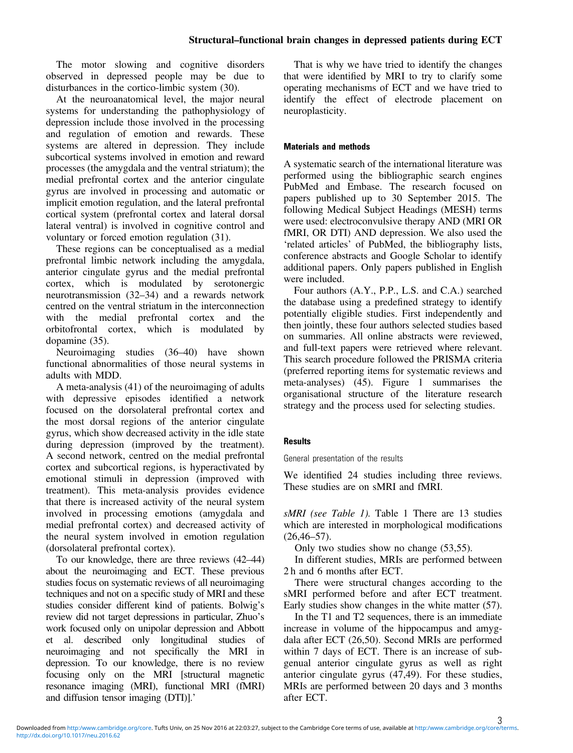The motor slowing and cognitive disorders observed in depressed people may be due to disturbances in the cortico-limbic system (30).

At the neuroanatomical level, the major neural systems for understanding the pathophysiology of depression include those involved in the processing and regulation of emotion and rewards. These systems are altered in depression. They include subcortical systems involved in emotion and reward processes (the amygdala and the ventral striatum); the medial prefrontal cortex and the anterior cingulate gyrus are involved in processing and automatic or implicit emotion regulation, and the lateral prefrontal cortical system (prefrontal cortex and lateral dorsal lateral ventral) is involved in cognitive control and voluntary or forced emotion regulation (31).

These regions can be conceptualised as a medial prefrontal limbic network including the amygdala, anterior cingulate gyrus and the medial prefrontal cortex, which is modulated by serotonergic neurotransmission (32–34) and a rewards network centred on the ventral striatum in the interconnection with the medial prefrontal cortex and the orbitofrontal cortex, which is modulated by dopamine (35).

Neuroimaging studies (36–40) have shown functional abnormalities of those neural systems in adults with MDD.

A meta-analysis (41) of the neuroimaging of adults with depressive episodes identified a network focused on the dorsolateral prefrontal cortex and the most dorsal regions of the anterior cingulate gyrus, which show decreased activity in the idle state during depression (improved by the treatment). A second network, centred on the medial prefrontal cortex and subcortical regions, is hyperactivated by emotional stimuli in depression (improved with treatment). This meta-analysis provides evidence that there is increased activity of the neural system involved in processing emotions (amygdala and medial prefrontal cortex) and decreased activity of the neural system involved in emotion regulation (dorsolateral prefrontal cortex).

To our knowledge, there are three reviews (42–44) about the neuroimaging and ECT. These previous studies focus on systematic reviews of all neuroimaging techniques and not on a specific study of MRI and these studies consider different kind of patients. Bolwig's review did not target depressions in particular, Zhuo's work focused only on unipolar depression and Abbott et al. described only longitudinal studies of neuroimaging and not specifically the MRI in depression. To our knowledge, there is no review focusing only on the MRI [structural magnetic resonance imaging (MRI), functional MRI (fMRI) and diffusion tensor imaging (DTI)].'

That is why we have tried to identify the changes that were identified by MRI to try to clarify some operating mechanisms of ECT and we have tried to identify the effect of electrode placement on neuroplasticity.

## Materials and methods

A systematic search of the international literature was performed using the bibliographic search engines PubMed and Embase. The research focused on papers published up to 30 September 2015. The following Medical Subject Headings (MESH) terms were used: electroconvulsive therapy AND (MRI OR fMRI, OR DTI) AND depression. We also used the 'related articles' of PubMed, the bibliography lists, conference abstracts and Google Scholar to identify additional papers. Only papers published in English were included.

Four authors (A.Y., P.P., L.S. and C.A.) searched the database using a predefined strategy to identify potentially eligible studies. First independently and then jointly, these four authors selected studies based on summaries. All online abstracts were reviewed, and full-text papers were retrieved where relevant. This search procedure followed the PRISMA criteria (preferred reporting items for systematic reviews and meta-analyses) (45). Figure 1 summarises the organisational structure of the literature research strategy and the process used for selecting studies.

## Results

### General presentation of the results

We identified 24 studies including three reviews. These studies are on sMRI and fMRI.

*sMRI (see Table 1).* Table 1 There are 13 studies which are interested in morphological modifications (26,46–57).

Only two studies show no change (53,55).

In different studies, MRIs are performed between 2 h and 6 months after ECT.

There were structural changes according to the sMRI performed before and after ECT treatment. Early studies show changes in the white matter (57).

In the T1 and T2 sequences, there is an immediate increase in volume of the hippocampus and amygdala after ECT (26,50). Second MRIs are performed within 7 days of ECT. There is an increase of subgenual anterior cingulate gyrus as well as right anterior cingulate gyrus (47,49). For these studies, MRIs are performed between 20 days and 3 months after ECT.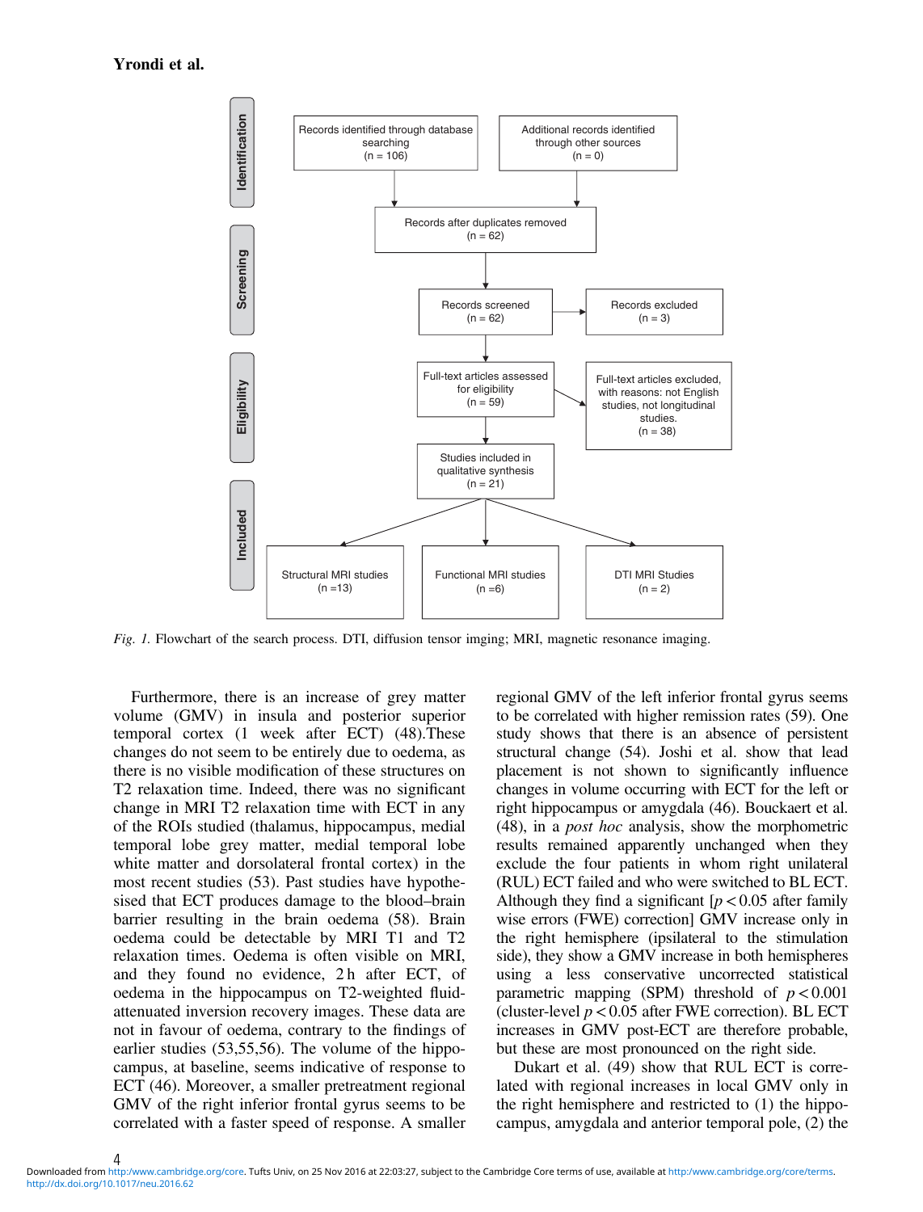Fig. 1. Flowchart of the search process. DTI, diffusion tensor imging; MRI, magnetic resonance imaging.

Furthermore, there is an increase of grey matter volume (GMV) in insula and posterior superior temporal cortex (1 week after ECT) (48).These changes do not seem to be entirely due to oedema, as there is no visible modification of these structures on T2 relaxation time. Indeed, there was no significant change in MRI T2 relaxation time with ECT in any of the ROIs studied (thalamus, hippocampus, medial temporal lobe grey matter, medial temporal lobe white matter and dorsolateral frontal cortex) in the most recent studies (53). Past studies have hypothesised that ECT produces damage to the blood–brain barrier resulting in the brain oedema (58). Brain oedema could be detectable by MRI T1 and T2 relaxation times. Oedema is often visible on MRI, and they found no evidence, 2 h after ECT, of oedema in the hippocampus on T2-weighted fluid-attenuated inversion recovery images. These data are not in favour of oedema, contrary to the findings of earlier studies (53,55,56). The volume of the hippocampus, at baseline, seems indicative of response to ECT (46). Moreover, a smaller pretreatment regional GMV of the right inferior frontal gyrus seems to be correlated with a faster speed of response. A smaller regional GMV of the left inferior frontal gyrus seems to be correlated with higher remission rates (59). One study shows that there is an absence of persistent structural change (54). Joshi et al. show that lead placement is not shown to significantly influence changes in volume occurring with ECT for the left or right hippocampus or amygdala (46). Bouckaert et al. (48), in a *post hoc* analysis, show the morphometric results remained apparently unchanged when they exclude the four patients in whom right unilateral (RUL) ECT failed and who were switched to BL ECT. Although they find a significant [$p < 0.05$ after family wise errors (FWE) correction] GMV increase only in the right hemisphere (ipsilateral to the stimulation side), they show a GMV increase in both hemispheres using a less conservative uncorrected statistical parametric mapping (SPM) threshold of $p < 0.001$ (cluster-level $p < 0.05$ after FWE correction). BL ECT increases in GMV post-ECT are therefore probable, but these are most pronounced on the right side.

Dukart et al. (49) show that RUL ECT is correlated with regional increases in local GMV only in the right hemisphere and restricted to (1) the hippocampus, amygdala and anterior temporal pole, (2) the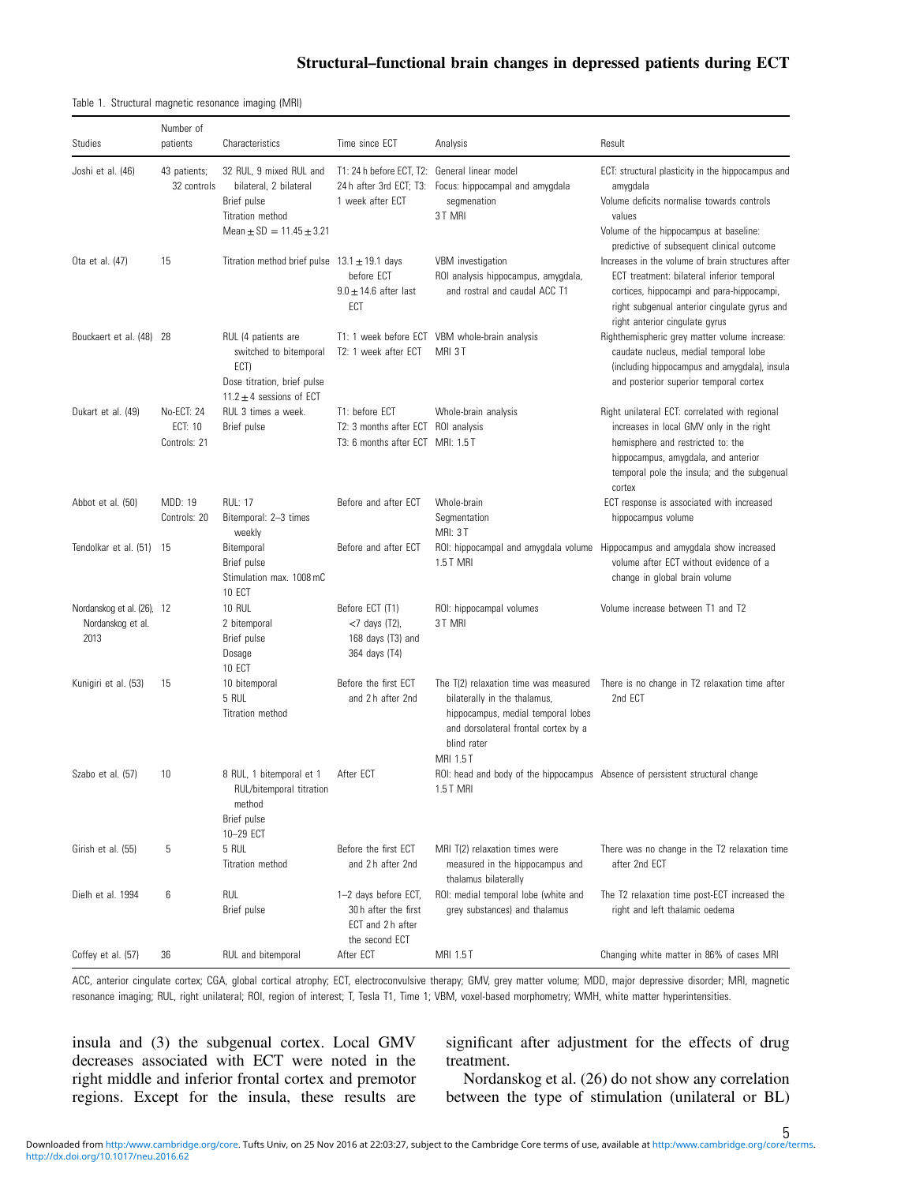Table 1. Structural magnetic resonance imaging (MRI)

| Studies | Number of patients | Characteristics | Time since ECT | Analysis | Result |
|---|---|---|---|---|---|
| Joshi et al. (46) | 43 patients; 32 controls | 32 RUL, 9 mixed RUL and bilateral, 2 bilateral<br>Brief pulse<br>Titration method<br>Mean ± SD = 11.45 ± 3.21 | T1: 24 h before ECT, T2: 24 h after 3rd ECT; T3: 1 week after ECT | General linear model<br>Focus: hippocampal and amygdala segmentation<br>3 T MRI | ECT: structural plasticity in the hippocampus and amygdala<br>Volume deficits normalise towards controls values<br>Volume of the hippocampus at baseline: predictive of subsequent clinical outcome |
| Ota et al. (47) | 15 | Titration method brief pulse | 13.1 ± 19.1 days before ECT<br>9.0 ± 14.6 after last ECT | VBM investigation<br>ROI analysis hippocampus, amygdala, and rostral and caudal ACC T1 | Increases in the volume of brain structures after ECT treatment: bilateral inferior temporal cortices, hippocampi and para-hippocampi, right subgenual anterior cingulate gyrus and right anterior cingulate gyrus |
| Bouckaert et al. (48) | 28 | RUL (4 patients are switched to bitemporal ECT)<br>Dose titration, brief pulse<br>11.2 ± 4 sessions of ECT | T1: 1 week before ECT<br>T2: 1 week after ECT | VBM whole-brain analysis<br>MRI 3 T | Righthemispheric grey matter volume increase: caudate nucleus, medial temporal lobe (including hippocampus and amygdala), insula and posterior superior temporal cortex |
| Dukart et al. (49) | No-ECT: 24<br>ECT: 10<br>Controls: 21 | RUL 3 times a week.<br>Brief pulse | T1: before ECT<br>T2: 3 months after ECT<br>T3: 6 months after ECT | Whole-brain analysis<br>ROI analysis<br>MRI: 1.5 T | Right unilateral ECT: correlated with regional increases in local GMV only in the right hemisphere and restricted to: the hippocampus, amygdala, and anterior temporal pole the insula; and the subgenual cortex |
| Abbot et al. (50) | MDD: 19<br>Controls: 20 | RUL: 17<br>Bitemporal: 2–3 times weekly | Before and after ECT | Whole-brain<br>Segmentation<br>MRI: 3 T | ECT response is associated with increased hippocampus volume |
| Tendolkar et al. (51) | 15 | Bitemporal<br>Brief pulse<br>Stimulation max. 1008 mC<br>10 ECT | Before and after ECT | ROI: hippocampal and amygdala volume<br>1.5 T MRI | Hippocampus and amygdala show increased volume after ECT without evidence of a change in global brain volume |
| Nordanskog et al. (26), Nordanskog et al. 2013 | 12 | 10 RUL<br>2 bitemporal<br>Brief pulse<br>Dosage<br>10 ECT | Before ECT (T1)<br><7 days (T2),<br>168 days (T3) and<br>364 days (T4) | ROI: hippocampal volumes<br>3 T MRI | Volume increase between T1 and T2 |
| Kunigiri et al. (53) | 15 | 10 bitemporal<br>5 RUL<br>Titration method | Before the first ECT and 2 h after 2nd | The T(2) relaxation time was measured bilaterally in the thalamus, hippocampus, medial temporal lobes and dorsolateral frontal cortex by a blind rater<br>MRI 1.5 T | There is no change in T2 relaxation time after 2nd ECT |
| Szabo et al. (57) | 10 | 8 RUL, 1 bitemporal et 1 RUL/bitemporal titration method<br>Brief pulse<br>10–29 ECT | After ECT | ROI: head and body of the hippocampus<br>1.5 T MRI | Absence of persistent structural change |
| Girish et al. (55) | 5 | 5 RUL<br>Titration method | Before the first ECT and 2 h after 2nd | MRI T(2) relaxation times were measured in the hippocampus and thalamus bilaterally | There was no change in the T2 relaxation time after 2nd ECT |
| Dielh et al. 1994 | 6 | RUL<br>Brief pulse | 1–2 days before ECT, 30 h after the first ECT and 2 h after the second ECT | ROI: medial temporal lobe (white and grey substances) and thalamus | The T2 relaxation time post-ECT increased the right and left thalamic oedema |
| Coffey et al. (57) | 36 | RUL and bitemporal | After ECT | MRI 1.5 T | Changing white matter in 86% of cases MRI |

ACC, anterior cingulate cortex; CGA, global cortical atrophy; ECT, electroconvulsive therapy; GMV, grey matter volume; MDD, major depressive disorder; MRI, magnetic resonance imaging; RUL, right unilateral; ROI, region of interest; T, Tesla T1, Time 1; VBM, voxel-based morphometry; WMH, white matter hyperintensities.

insula and (3) the subgenual cortex. Local GMV decreases associated with ECT were noted in the right middle and inferior frontal cortex and premotor regions. Except for the insula, these results are significant after adjustment for the effects of drug treatment.

Nordanskog et al. (26) do not show any correlation between the type of stimulation (unilateral or BL)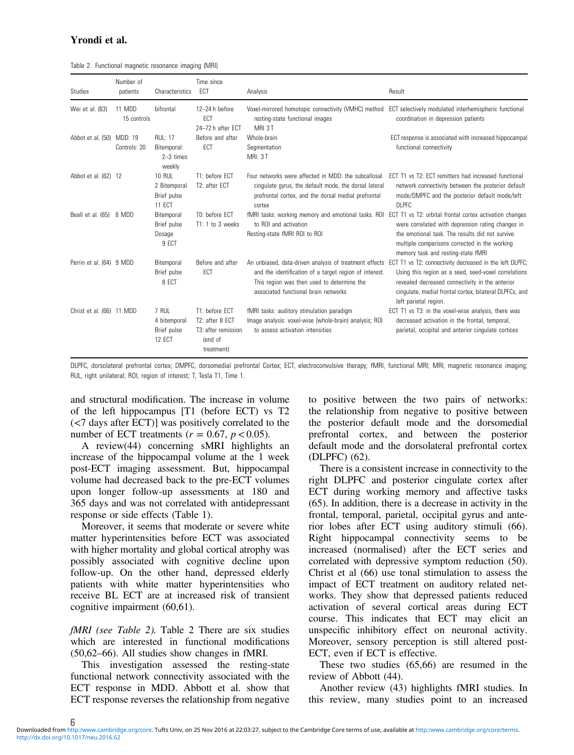Table 2. Functional magnetic resonance imaging (MRI)

| Studies | Number of patients | Characteristics | Time since ECT | Analysis | Result |
|---|---|---|---|---|---|
| Wei et al. (63) | 11 MDD 15 controls | bifrontal | 12–24 h before ECT 24–72 h after ECT | Voxel-mirrored homotopic connectivity (VMHC) method resting-state functional images MRI 3 T | ECT selectively modulated interhemispheric functional coordination in depression patients |
| Abbot et al. (50) | MDD: 19 Controls: 20 | RUL: 17 Bitemporal: 2–3 times weekly | Before and after ECT | Whole-brain Segmentation MRI: 3 T | ECT response is associated with increased hippocampal functional connectivity |
| Abbot et al. (62) | 12 | 10 RUL 2 Bitemporal Brief pulse 11 ECT | T1: before ECT T2: after ECT | Four networks were affected in MDD: the subcallosal cingulate gyrus, the default mode, the dorsal lateral prefrontal cortex, and the dorsal medial prefrontal cortex | ECT T1 vs T2: ECT remitters had increased functional network connectivity between the posterior default mode/DMPFC and the posterior default mode/left DLPFC |
| Beall et al. (65) | 6 MDD | Bitemporal Brief pulse Dosage 9 ECT | T0: before ECT T1: 1 to 3 weeks | fMRI tasks: working memory and emotional tasks. ROI to ROI and activation Resting-state fMRI ROI to ROI | ECT T1 vs T2: orbital frontal cortex activation changes were correlated with depression rating changes in the emotional task. The results did not survive multiple comparisons corrected in the working memory task and resting-state fMRI |
| Perrin et al. (64) | 9 MDD | Bitemporal Brief pulse 8 ECT | Before and after ECT | An unbiased, data-driven analysis of treatment effects and the identification of a target region of interest. This region was then used to determine the associated functional brain networks | ECT T1 vs T2: connectivity decreased in the left DLPFC; Using this region as a seed, seed-voxel correlations revealed decreased connectivity in the anterior cingulate, medial frontal cortex, bilateral DLPFCs, and left parietal region. |
| Christ et al. (66) | 11 MDD | 7 RUL 4 bitemporal Brief pulse 12 ECT | T1: before ECT T2: after 8 ECT T3: after remission (end of treatment) | fMRI tasks: auditory stimulation paradigm Image analysis: voxel-wise (whole-brain) analysis; ROI to assess activation intensities | ECT T1 vs T3: in the voxel-wise analysis, there was decreased activation in the frontal, temporal, parietal, occipital and anterior cingulate cortices |

DLPFC, dorsolateral prefrontal cortex; DMPFC, dorsomedial prefrontal Cortex; ECT, electroconvulsive therapy; fMRI, functional MRI; MRI, magnetic resonance imaging; RUL, right unilateral; ROI, region of interest; T, Tesla T1, Time 1.

and structural modification. The increase in volume of the left hippocampus [T1 (before ECT) vs T2 (<7 days after ECT)] was positively correlated to the number of ECT treatments ($r = 0.67$, $p < 0.05$).

A review(44) concerning sMRI highlights an increase of the hippocampal volume at the 1 week post-ECT imaging assessment. But, hippocampal volume had decreased back to the pre-ECT volumes upon longer follow-up assessments at 180 and 365 days and was not correlated with antidepressant response or side effects (Table 1).

Moreover, it seems that moderate or severe white matter hyperintensities before ECT was associated with higher mortality and global cortical atrophy was possibly associated with cognitive decline upon follow-up. On the other hand, depressed elderly patients with white matter hyperintensities who receive BL ECT are at increased risk of transient cognitive impairment (60,61).

*fMRI (see Table 2).* Table 2 There are six studies which are interested in functional modifications (50,62–66). All studies show changes in fMRI.

This investigation assessed the resting-state functional network connectivity associated with the ECT response in MDD. Abbott et al. show that ECT response reverses the relationship from negative to positive between the two pairs of networks: the relationship from negative to positive between the posterior default mode and the dorsomedial prefrontal cortex, and between the posterior default mode and the dorsolateral prefrontal cortex (DLPFC) (62).

There is a consistent increase in connectivity to the right DLPFC and posterior cingulate cortex after ECT during working memory and affective tasks (65). In addition, there is a decrease in activity in the frontal, temporal, parietal, occipital gyrus and anterior lobes after ECT using auditory stimuli (66). Right hippocampal connectivity seems to be increased (normalised) after the ECT series and correlated with depressive symptom reduction (50). Christ et al (66) use tonal stimulation to assess the impact of ECT treatment on auditory related networks. They show that depressed patients reduced activation of several cortical areas during ECT course. This indicates that ECT may elicit an unspecific inhibitory effect on neuronal activity. Moreover, sensory perception is still altered post-ECT, even if ECT is effective.

These two studies (65,66) are resumed in the review of Abbott (44).

Another review (43) highlights fMRI studies. In this review, many studies point to an increased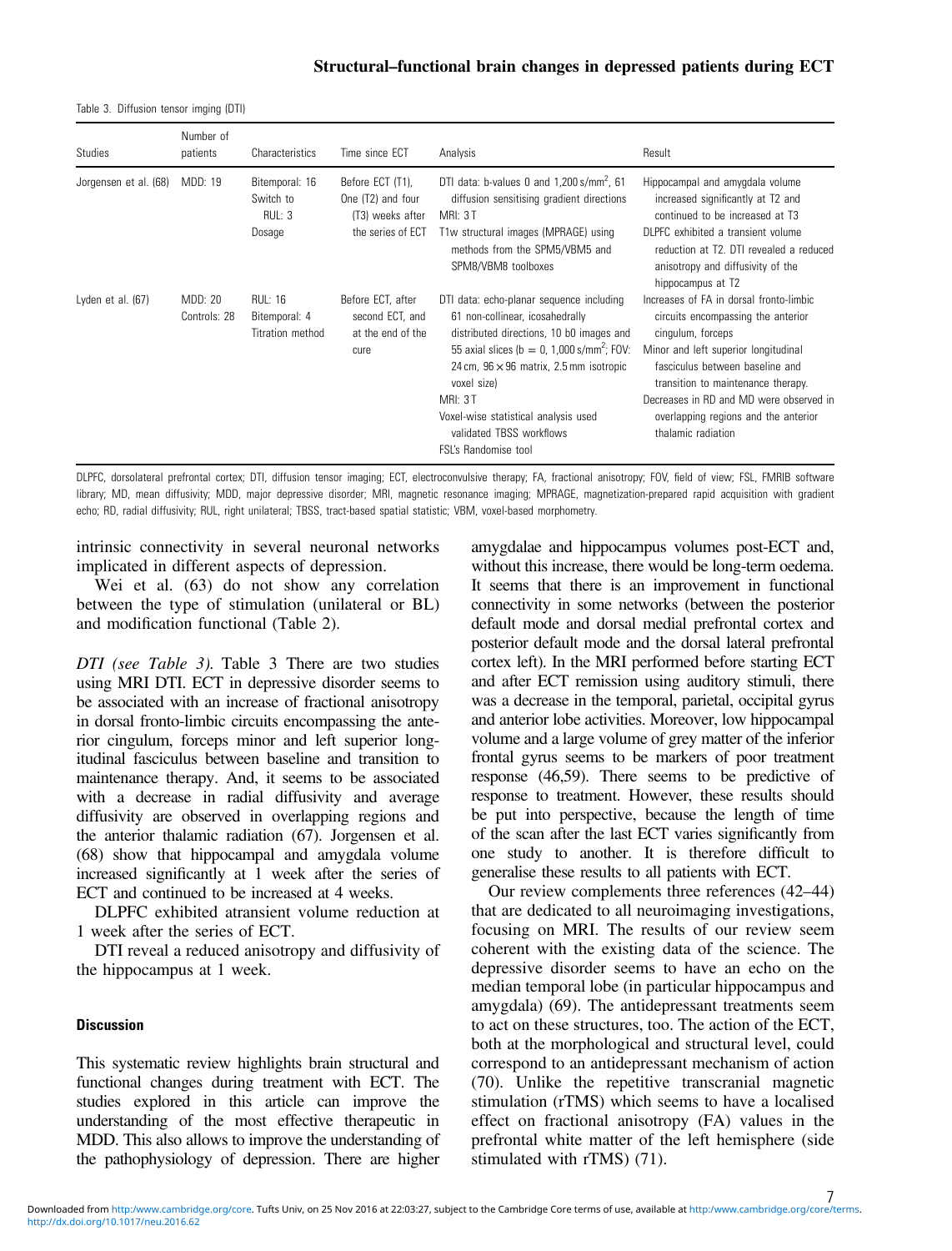Table 3. Diffusion tensor imging (DTI)

| Studies | Number of patients | Characteristics | Time since ECT | Analysis | Result |
|---|---|---|---|---|---|
| Jorgensen et al. (68) | MDD: 19 | Bitemporal: 16 Switch to RUL: 3 Dosage | Before ECT (T1), One (T2) and four (T3) weeks after the series of ECT | DTI data: b-values 0 and 1,200 s/mm$^2$, 61 diffusion sensitising gradient directions MRI: 3 T T1w structural images (MPRAGE) using methods from the SPM5/VBM5 and SPM8/VBM8 toolboxes | Hippocampal and amygdala volume increased significantly at T2 and continued to be increased at T3 DLPFC exhibited a transient volume reduction at T2. DTI revealed a reduced anisotropy and diffusivity of the hippocampus at T2 |
| Lyden et al. (67) | MDD: 20 Controls: 28 | RUL: 16 Bitemporal: 4 Titration method | Before ECT, after second ECT, and at the end of the cure | DTI data: echo-planar sequence including 61 non-collinear, icosahedrally distributed directions, 10 b0 images and 55 axial slices (b = 0, 1,000 s/mm$^2$; FOV: 24 cm, 96 × 96 matrix, 2.5 mm isotropic voxel size) MRI: 3 T Voxel-wise statistical analysis used validated TBSS workflows FSL's Randomise tool | Increases of FA in dorsal fronto-limbic circuits encompassing the anterior cingulum, forceps Minor and left superior longitudinal fasciculus between baseline and transition to maintenance therapy. Decreases in RD and MD were observed in overlapping regions and the anterior thalamic radiation |

DLPFC, dorsolateral prefrontal cortex; DTI, diffusion tensor imaging; ECT, electroconvulsive therapy; FA, fractional anisotropy; FOV, field of view; FSL, FMRIB software library; MD, mean diffusivity; MDD, major depressive disorder; MRI, magnetic resonance imaging; MPRAGE, magnetization-prepared rapid acquisition with gradient echo; RD, radial diffusivity; RUL, right unilateral; TBSS, tract-based spatial statistic; VBM, voxel-based morphometry.

intrinsic connectivity in several neuronal networks implicated in different aspects of depression.

Wei et al. (63) do not show any correlation between the type of stimulation (unilateral or BL) and modification functional (Table 2).

*DTI (see Table 3).* Table 3 There are two studies using MRI DTI. ECT in depressive disorder seems to be associated with an increase of fractional anisotropy in dorsal fronto-limbic circuits encompassing the anterior cingulum, forceps minor and left superior longitudinal fasciculus between baseline and transition to maintenance therapy. And, it seems to be associated with a decrease in radial diffusivity and average diffusivity are observed in overlapping regions and the anterior thalamic radiation (67). Jorgensen et al. (68) show that hippocampal and amygdala volume increased significantly at 1 week after the series of ECT and continued to be increased at 4 weeks.

DLPFC exhibited atransient volume reduction at 1 week after the series of ECT.

DTI reveal a reduced anisotropy and diffusivity of the hippocampus at 1 week.

### Discussion

This systematic review highlights brain structural and functional changes during treatment with ECT. The studies explored in this article can improve the understanding of the most effective therapeutic in MDD. This also allows to improve the understanding of the pathophysiology of depression. There are higher amygdalae and hippocampus volumes post-ECT and, without this increase, there would be long-term oedema. It seems that there is an improvement in functional connectivity in some networks (between the posterior default mode and dorsal medial prefrontal cortex and posterior default mode and the dorsal lateral prefrontal cortex left). In the MRI performed before starting ECT and after ECT remission using auditory stimuli, there was a decrease in the temporal, parietal, occipital gyrus and anterior lobe activities. Moreover, low hippocampal volume and a large volume of grey matter of the inferior frontal gyrus seems to be markers of poor treatment response (46,59). There seems to be predictive of response to treatment. However, these results should be put into perspective, because the length of time of the scan after the last ECT varies significantly from one study to another. It is therefore difficult to generalise these results to all patients with ECT.

Our review complements three references (42–44) that are dedicated to all neuroimaging investigations, focusing on MRI. The results of our review seem coherent with the existing data of the science. The depressive disorder seems to have an echo on the median temporal lobe (in particular hippocampus and amygdala) (69). The antidepressant treatments seem to act on these structures, too. The action of the ECT, both at the morphological and structural level, could correspond to an antidepressant mechanism of action (70). Unlike the repetitive transcranial magnetic stimulation (rTMS) which seems to have a localised effect on fractional anisotropy (FA) values in the prefrontal white matter of the left hemisphere (side stimulated with rTMS) (71).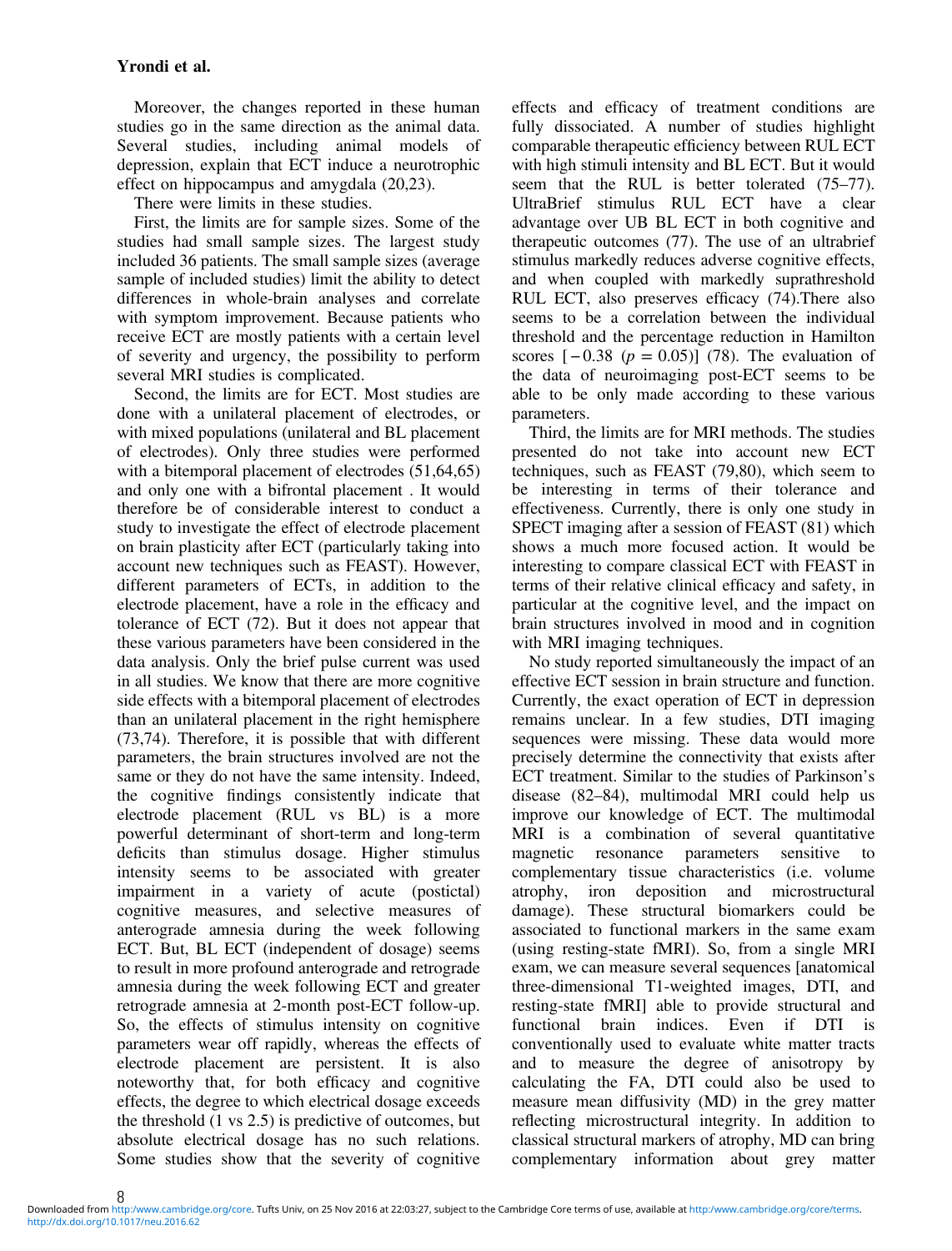Moreover, the changes reported in these human studies go in the same direction as the animal data. Several studies, including animal models of depression, explain that ECT induce a neurotrophic effect on hippocampus and amygdala (20,23).

There were limits in these studies.

First, the limits are for sample sizes. Some of the studies had small sample sizes. The largest study included 36 patients. The small sample sizes (average sample of included studies) limit the ability to detect differences in whole-brain analyses and correlate with symptom improvement. Because patients who receive ECT are mostly patients with a certain level of severity and urgency, the possibility to perform several MRI studies is complicated.

Second, the limits are for ECT. Most studies are done with a unilateral placement of electrodes, or with mixed populations (unilateral and BL placement of electrodes). Only three studies were performed with a bitemporal placement of electrodes (51,64,65) and only one with a bifrontal placement . It would therefore be of considerable interest to conduct a study to investigate the effect of electrode placement on brain plasticity after ECT (particularly taking into account new techniques such as FEAST). However, different parameters of ECTs, in addition to the electrode placement, have a role in the efficacy and tolerance of ECT (72). But it does not appear that these various parameters have been considered in the data analysis. Only the brief pulse current was used in all studies. We know that there are more cognitive side effects with a bitemporal placement of electrodes than an unilateral placement in the right hemisphere (73,74). Therefore, it is possible that with different parameters, the brain structures involved are not the same or they do not have the same intensity. Indeed, the cognitive findings consistently indicate that electrode placement (RUL vs BL) is a more powerful determinant of short-term and long-term deficits than stimulus dosage. Higher stimulus intensity seems to be associated with greater impairment in a variety of acute (postictal) cognitive measures, and selective measures of anterograde amnesia during the week following ECT. But, BL ECT (independent of dosage) seems to result in more profound anterograde and retrograde amnesia during the week following ECT and greater retrograde amnesia at 2-month post-ECT follow-up. So, the effects of stimulus intensity on cognitive parameters wear off rapidly, whereas the effects of electrode placement are persistent. It is also noteworthy that, for both efficacy and cognitive effects, the degree to which electrical dosage exceeds the threshold (1 vs 2.5) is predictive of outcomes, but absolute electrical dosage has no such relations. Some studies show that the severity of cognitive effects and efficacy of treatment conditions are fully dissociated. A number of studies highlight comparable therapeutic efficiency between RUL ECT with high stimuli intensity and BL ECT. But it would seem that the RUL is better tolerated (75–77). UltraBrief stimulus RUL ECT have a clear advantage over UB BL ECT in both cognitive and therapeutic outcomes (77). The use of an ultrabrief stimulus markedly reduces adverse cognitive effects, and when coupled with markedly suprathreshold RUL ECT, also preserves efficacy (74).There also seems to be a correlation between the individual threshold and the percentage reduction in Hamilton scores [$-0.38$ ($p = 0.05$)] (78). The evaluation of the data of neuroimaging post-ECT seems to be able to be only made according to these various parameters.

Third, the limits are for MRI methods. The studies presented do not take into account new ECT techniques, such as FEAST (79,80), which seem to be interesting in terms of their tolerance and effectiveness. Currently, there is only one study in SPECT imaging after a session of FEAST (81) which shows a much more focused action. It would be interesting to compare classical ECT with FEAST in terms of their relative clinical efficacy and safety, in particular at the cognitive level, and the impact on brain structures involved in mood and in cognition with MRI imaging techniques.

No study reported simultaneously the impact of an effective ECT session in brain structure and function. Currently, the exact operation of ECT in depression remains unclear. In a few studies, DTI imaging sequences were missing. These data would more precisely determine the connectivity that exists after ECT treatment. Similar to the studies of Parkinson's disease (82–84), multimodal MRI could help us improve our knowledge of ECT. The multimodal MRI is a combination of several quantitative magnetic resonance parameters sensitive to complementary tissue characteristics (i.e. volume atrophy, iron deposition and microstructural damage). These structural biomarkers could be associated to functional markers in the same exam (using resting-state fMRI). So, from a single MRI exam, we can measure several sequences [anatomical three-dimensional T1-weighted images, DTI, and resting-state fMRI] able to provide structural and functional brain indices. Even if DTI is conventionally used to evaluate white matter tracts and to measure the degree of anisotropy by calculating the FA, DTI could also be used to measure mean diffusivity (MD) in the grey matter reflecting microstructural integrity. In addition to classical structural markers of atrophy, MD can bring complementary information about grey matter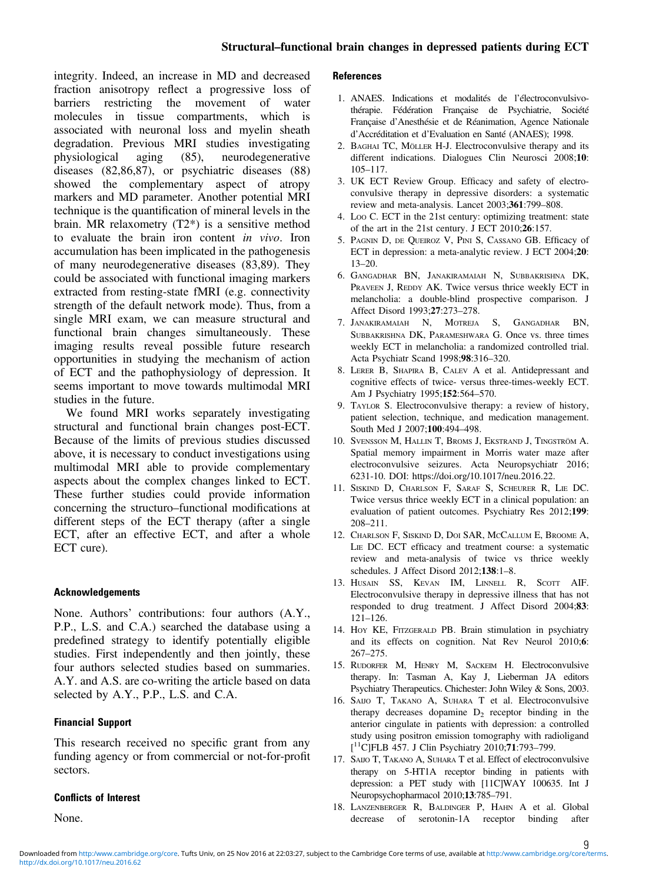integrity. Indeed, an increase in MD and decreased fraction anisotropy reflect a progressive loss of barriers restricting the movement of water molecules in tissue compartments, which is associated with neuronal loss and myelin sheath degradation. Previous MRI studies investigating physiological aging (85), neurodegenerative diseases (82,86,87), or psychiatric diseases (88) showed the complementary aspect of atropy markers and MD parameter. Another potential MRI technique is the quantification of mineral levels in the brain. MR relaxometry (T2*) is a sensitive method to evaluate the brain iron content *in vivo*. Iron accumulation has been implicated in the pathogenesis of many neurodegenerative diseases (83,89). They could be associated with functional imaging markers extracted from resting-state fMRI (e.g. connectivity strength of the default network mode). Thus, from a single MRI exam, we can measure structural and functional brain changes simultaneously. These imaging results reveal possible future research opportunities in studying the mechanism of action of ECT and the pathophysiology of depression. It seems important to move towards multimodal MRI studies in the future.

We found MRI works separately investigating structural and functional brain changes post-ECT. Because of the limits of previous studies discussed above, it is necessary to conduct investigations using multimodal MRI able to provide complementary aspects about the complex changes linked to ECT. These further studies could provide information concerning the structuro–functional modifications at different steps of the ECT therapy (after a single ECT, after an effective ECT, and after a whole ECT cure).

## Acknowledgements

None. Authors' contributions: four authors (A.Y., P.P., L.S. and C.A.) searched the database using a predefined strategy to identify potentially eligible studies. First independently and then jointly, these four authors selected studies based on summaries. A.Y. and A.S. are co-writing the article based on data selected by A.Y., P.P., L.S. and C.A.

## Financial Support

This research received no specific grant from any funding agency or from commercial or not-for-profit sectors.

## Conflicts of Interest

None.

## References

1. ANAES. Indications et modalités de l'électroconvulsivothérapie. Fédération Française de Psychiatrie, Société Française d'Anesthésie et de Réanimation, Agence Nationale d'Accréditation et d'Evaluation en Santé (ANAES); 1998.
2. Baghai TC, Möller H-J. Electroconvulsive therapy and its different indications. Dialogues Clin Neurosci 2008;**10**: 105–117.
3. UK ECT Review Group. Efficacy and safety of electroconvulsive therapy in depressive disorders: a systematic review and meta-analysis. Lancet 2003;**361**:799–808.
4. Loo C. ECT in the 21st century: optimizing treatment: state of the art in the 21st century. J ECT 2010;**26**:157.
5. Pagnin D, de Queiroz V, Pini S, Cassano GB. Efficacy of ECT in depression: a meta-analytic review. J ECT 2004;**20**: 13–20.
6. Gangadhar BN, Janakiramaiah N, Subbakrishna DK, Praveen J, Reddy AK. Twice versus thrice weekly ECT in melancholia: a double-blind prospective comparison. J Affect Disord 1993;**27**:273–278.
7. Janakiramaiah N, Motreja S, Gangadhar BN, Subbakrishna DK, Parameshwara G. Once vs. three times weekly ECT in melancholia: a randomized controlled trial. Acta Psychiatr Scand 1998;**98**:316–320.
8. Lerer B, Shapira B, Calev A et al. Antidepressant and cognitive effects of twice- versus three-times-weekly ECT. Am J Psychiatry 1995;**152**:564–570.
9. Taylor S. Electroconvulsive therapy: a review of history, patient selection, technique, and medication management. South Med J 2007;**100**:494–498.
10. Svensson M, Hallin T, Broms J, Ekstrand J, Tingström A. Spatial memory impairment in Morris water maze after electroconvulsive seizures. Acta Neuropsychiatr 2016; 6231-10. DOI: https://doi.org/10.1017/neu.2016.22.
11. Siskind D, Charlson F, Saraf S, Scheurer R, Lie DC. Twice versus thrice weekly ECT in a clinical population: an evaluation of patient outcomes. Psychiatry Res 2012;**199**: 208–211.
12. Charlson F, Siskind D, Doi SAR, McCallum E, Broome A, Lie DC. ECT efficacy and treatment course: a systematic review and meta-analysis of twice vs thrice weekly schedules. J Affect Disord 2012;**138**:1–8.
13. Husain SS, Kevan IM, Linnell R, Scott AIF. Electroconvulsive therapy in depressive illness that has not responded to drug treatment. J Affect Disord 2004;**83**: 121–126.
14. Hoy KE, Fitzgerald PB. Brain stimulation in psychiatry and its effects on cognition. Nat Rev Neurol 2010;**6**: 267–275.
15. Rudorfer M, Henry M, Sackeim H. Electroconvulsive therapy. In: Tasman A, Kay J, Lieberman JA editors Psychiatry Therapeutics. Chichester: John Wiley & Sons, 2003.
16. Saijo T, Takano A, Suhara T et al. Electroconvulsive therapy decreases dopamine $D_2$ receptor binding in the anterior cingulate in patients with depression: a controlled study using positron emission tomography with radioligand [$^{11}$C]FLB 457. J Clin Psychiatry 2010;**71**:793–799.
17. Saijo T, Takano A, Suhara T et al. Effect of electroconvulsive therapy on 5-HT1A receptor binding in patients with depression: a PET study with [11C]WAY 100635. Int J Neuropsychopharmacol 2010;**13**:785–791.
18. Lanzenberger R, Baldinger P, Hahn A et al. Global decrease of serotonin-1A receptor binding after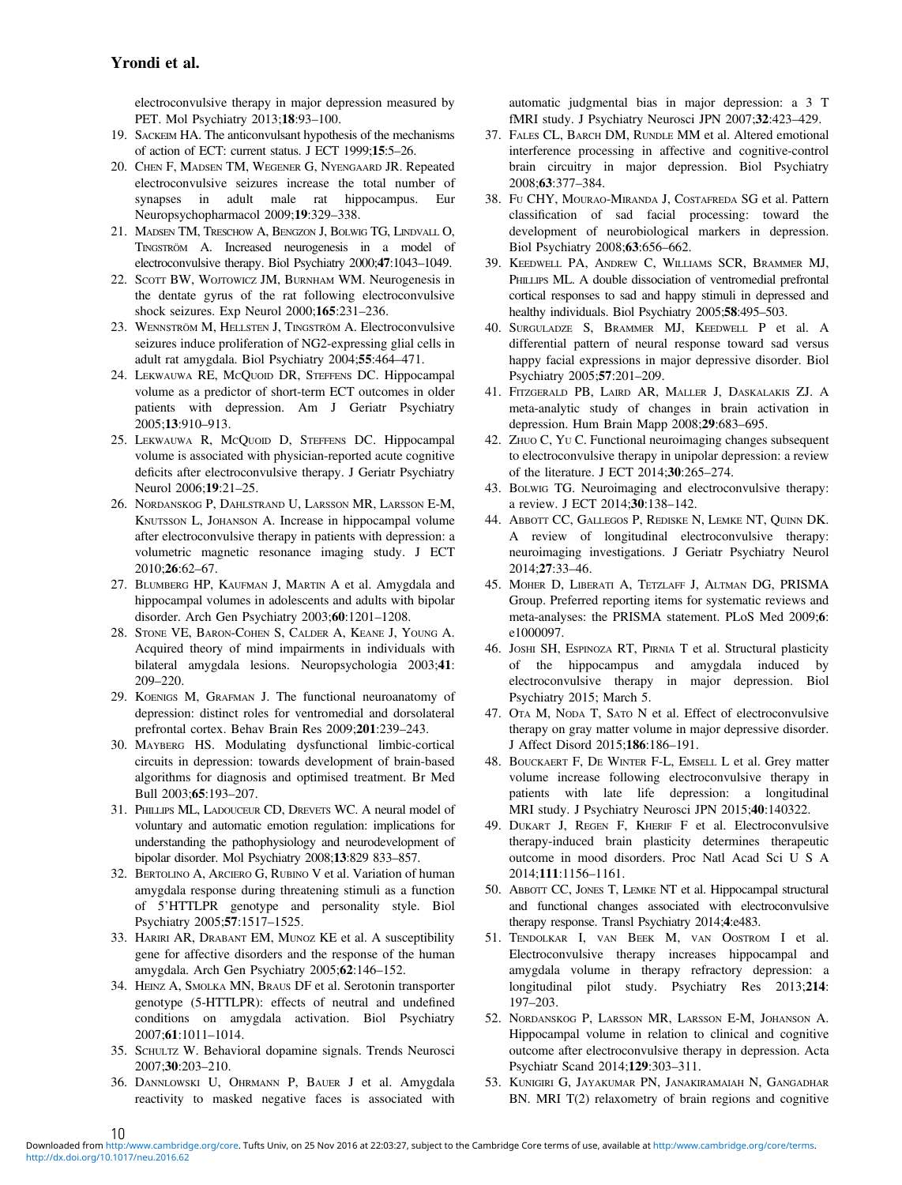electroconvulsive therapy in major depression measured by PET. Mol Psychiatry 2013;**18**:93–100.

19. Sackeim HA. The anticonvulsant hypothesis of the mechanisms of action of ECT: current status. J ECT 1999;**15**:5–26.
20. Chen F, Madsen TM, Wegener G, Nyengaard JR. Repeated electroconvulsive seizures increase the total number of synapses in adult male rat hippocampus. Eur Neuropsychopharmacol 2009;**19**:329–338.
21. Madsen TM, Treschow A, Bengzon J, Bolwig TG, Lindvall O, Tingström A. Increased neurogenesis in a model of electroconvulsive therapy. Biol Psychiatry 2000;**47**:1043–1049.
22. Scott BW, Wojtowicz JM, Burnham WM. Neurogenesis in the dentate gyrus of the rat following electroconvulsive shock seizures. Exp Neurol 2000;**165**:231–236.
23. Wennström M, Hellsten J, Tingström A. Electroconvulsive seizures induce proliferation of NG2-expressing glial cells in adult rat amygdala. Biol Psychiatry 2004;**55**:464–471.
24. Lekwauwa RE, McQuoid DR, Steffens DC. Hippocampal volume as a predictor of short-term ECT outcomes in older patients with depression. Am J Geriatr Psychiatry 2005;**13**:910–913.
25. Lekwauwa R, McQuoid D, Steffens DC. Hippocampal volume is associated with physician-reported acute cognitive deficits after electroconvulsive therapy. J Geriatr Psychiatry Neurol 2006;**19**:21–25.
26. Nordanskog P, Dahlstrand U, Larsson MR, Larsson E-M, Knutsson L, Johanson A. Increase in hippocampal volume after electroconvulsive therapy in patients with depression: a volumetric magnetic resonance imaging study. J ECT 2010;**26**:62–67.
27. Blumberg HP, Kaufman J, Martin A et al. Amygdala and hippocampal volumes in adolescents and adults with bipolar disorder. Arch Gen Psychiatry 2003;**60**:1201–1208.
28. Stone VE, Baron-Cohen S, Calder A, Keane J, Young A. Acquired theory of mind impairments in individuals with bilateral amygdala lesions. Neuropsychologia 2003;**41**: 209–220.
29. Koenigs M, Grafman J. The functional neuroanatomy of depression: distinct roles for ventromedial and dorsolateral prefrontal cortex. Behav Brain Res 2009;**201**:239–243.
30. Mayberg HS. Modulating dysfunctional limbic-cortical circuits in depression: towards development of brain-based algorithms for diagnosis and optimised treatment. Br Med Bull 2003;**65**:193–207.
31. Phillips ML, Ladouceur CD, Drevets WC. A neural model of voluntary and automatic emotion regulation: implications for understanding the pathophysiology and neurodevelopment of bipolar disorder. Mol Psychiatry 2008;**13**:829 833–857.
32. Bertolino A, Arciero G, Rubino V et al. Variation of human amygdala response during threatening stimuli as a function of 5'HTTLPR genotype and personality style. Biol Psychiatry 2005;**57**:1517–1525.
33. Hariri AR, Drabant EM, Munoz KE et al. A susceptibility gene for affective disorders and the response of the human amygdala. Arch Gen Psychiatry 2005;**62**:146–152.
34. Heinz A, Smolka MN, Braus DF et al. Serotonin transporter genotype (5-HTTLPR): effects of neutral and undefined conditions on amygdala activation. Biol Psychiatry 2007;**61**:1011–1014.
35. Schultz W. Behavioral dopamine signals. Trends Neurosci 2007;**30**:203–210.
36. Dannlowski U, Ohrmann P, Bauer J et al. Amygdala reactivity to masked negative faces is associated with automatic judgmental bias in major depression: a 3 T fMRI study. J Psychiatry Neurosci JPN 2007;**32**:423–429.
37. Fales CL, Barch DM, Rundle MM et al. Altered emotional interference processing in affective and cognitive-control brain circuitry in major depression. Biol Psychiatry 2008;**63**:377–384.
38. Fu CHY, Mourao-Miranda J, Costafreda SG et al. Pattern classification of sad facial processing: toward the development of neurobiological markers in depression. Biol Psychiatry 2008;**63**:656–662.
39. Keedwell PA, Andrew C, Williams SCR, Brammer MJ, Phillips ML. A double dissociation of ventromedial prefrontal cortical responses to sad and happy stimuli in depressed and healthy individuals. Biol Psychiatry 2005;**58**:495–503.
40. Surguladze S, Brammer MJ, Keedwell P et al. A differential pattern of neural response toward sad versus happy facial expressions in major depressive disorder. Biol Psychiatry 2005;**57**:201–209.
41. Fitzgerald PB, Laird AR, Maller J, Daskalakis ZJ. A meta-analytic study of changes in brain activation in depression. Hum Brain Mapp 2008;**29**:683–695.
42. Zhuo C, Yu C. Functional neuroimaging changes subsequent to electroconvulsive therapy in unipolar depression: a review of the literature. J ECT 2014;**30**:265–274.
43. Bolwig TG. Neuroimaging and electroconvulsive therapy: a review. J ECT 2014;**30**:138–142.
44. Abbott CC, Gallegos P, Rediske N, Lemke NT, Quinn DK. A review of longitudinal electroconvulsive therapy: neuroimaging investigations. J Geriatr Psychiatry Neurol 2014;**27**:33–46.
45. Moher D, Liberati A, Tetzlaff J, Altman DG, PRISMA Group. Preferred reporting items for systematic reviews and meta-analyses: the PRISMA statement. PLoS Med 2009;**6**: e1000097.
46. Joshi SH, Espinoza RT, Pirnia T et al. Structural plasticity of the hippocampus and amygdala induced by electroconvulsive therapy in major depression. Biol Psychiatry 2015; March 5.
47. Ota M, Noda T, Sato N et al. Effect of electroconvulsive therapy on gray matter volume in major depressive disorder. J Affect Disord 2015;**186**:186–191.
48. Bouckaert F, De Winter F-L, Emsell L et al. Grey matter volume increase following electroconvulsive therapy in patients with late life depression: a longitudinal MRI study. J Psychiatry Neurosci JPN 2015;**40**:140322.
49. Dukart J, Regen F, Kherif F et al. Electroconvulsive therapy-induced brain plasticity determines therapeutic outcome in mood disorders. Proc Natl Acad Sci U S A 2014;**111**:1156–1161.
50. Abbott CC, Jones T, Lemke NT et al. Hippocampal structural and functional changes associated with electroconvulsive therapy response. Transl Psychiatry 2014;**4**:e483.
51. Tendolkar I, van Beek M, van Oostrom I et al. Electroconvulsive therapy increases hippocampal and amygdala volume in therapy refractory depression: a longitudinal pilot study. Psychiatry Res 2013;**214**: 197–203.
52. Nordanskog P, Larsson MR, Larsson E-M, Johanson A. Hippocampal volume in relation to clinical and cognitive outcome after electroconvulsive therapy in depression. Acta Psychiatr Scand 2014;**129**:303–311.
53. Kunigiri G, Jayakumar PN, Janakiramaiah N, Gangadhar BN. MRI T(2) relaxometry of brain regions and cognitive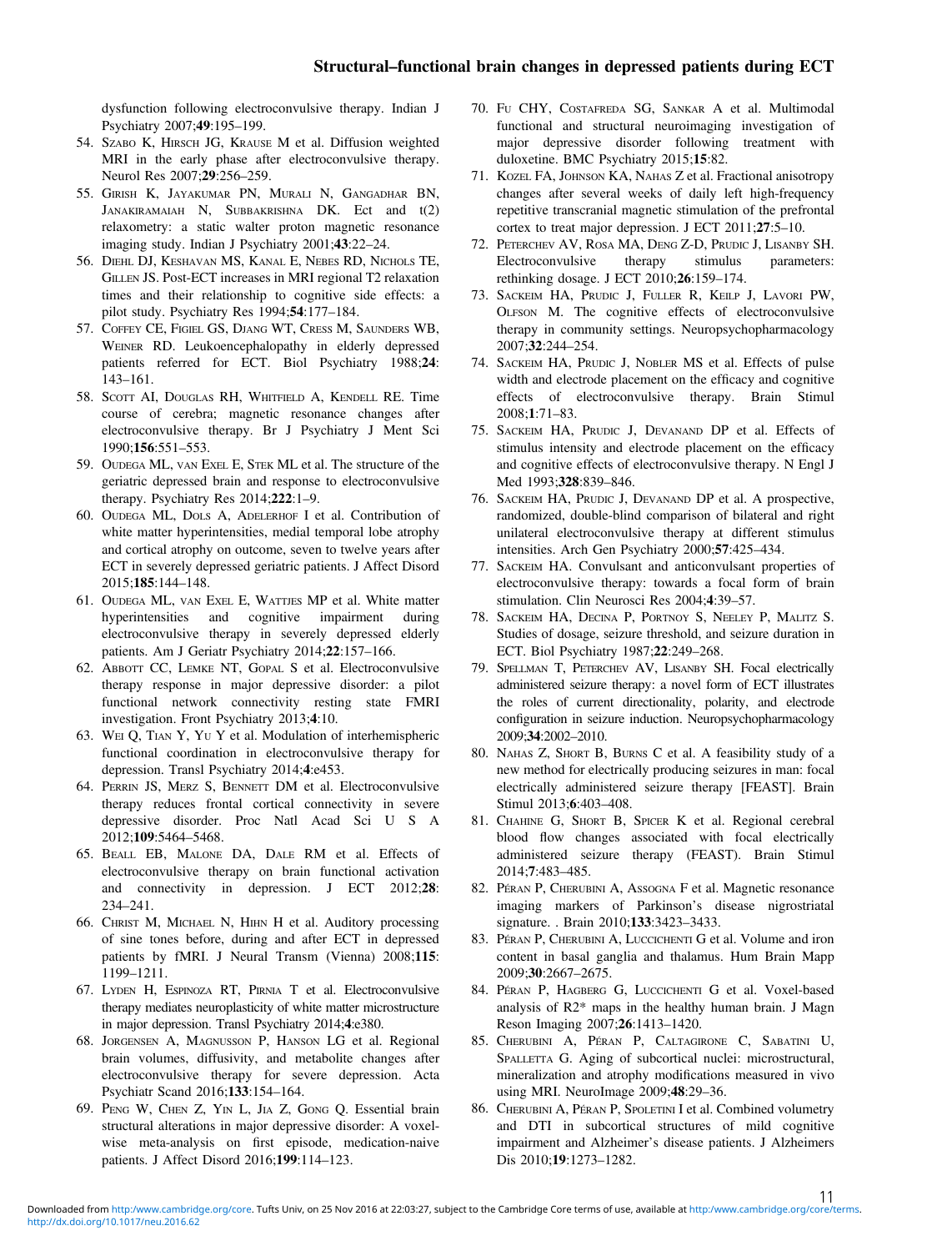dysfunction following electroconvulsive therapy. Indian J Psychiatry 2007;**49**:195–199.

54. Szabo K, Hirsch JG, Krause M et al. Diffusion weighted MRI in the early phase after electroconvulsive therapy. Neurol Res 2007;**29**:256–259.
55. Girish K, Jayakumar PN, Murali N, Gangadhar BN, Janakiramaiah N, Subbakrishna DK. Ect and t(2) relaxometry: a static walter proton magnetic resonance imaging study. Indian J Psychiatry 2001;**43**:22–24.
56. Diehl DJ, Keshavan MS, Kanal E, Nebes RD, Nichols TE, Gillen JS. Post-ECT increases in MRI regional T2 relaxation times and their relationship to cognitive side effects: a pilot study. Psychiatry Res 1994;**54**:177–184.
57. Coffey CE, Figiel GS, Djang WT, Cress M, Saunders WB, Weiner RD. Leukoencephalopathy in elderly depressed patients referred for ECT. Biol Psychiatry 1988;**24**: 143–161.
58. Scott AI, Douglas RH, Whitfield A, Kendell RE. Time course of cerebra; magnetic resonance changes after electroconvulsive therapy. Br J Psychiatry J Ment Sci 1990;**156**:551–553.
59. Oudega ML, van Exel E, Stek ML et al. The structure of the geriatric depressed brain and response to electroconvulsive therapy. Psychiatry Res 2014;**222**:1–9.
60. Oudega ML, Dols A, Adelerhof I et al. Contribution of white matter hyperintensities, medial temporal lobe atrophy and cortical atrophy on outcome, seven to twelve years after ECT in severely depressed geriatric patients. J Affect Disord 2015;**185**:144–148.
61. Oudega ML, van Exel E, Wattjes MP et al. White matter hyperintensities and cognitive impairment during electroconvulsive therapy in severely depressed elderly patients. Am J Geriatr Psychiatry 2014;**22**:157–166.
62. Abbott CC, Lemke NT, Gopal S et al. Electroconvulsive therapy response in major depressive disorder: a pilot functional network connectivity resting state FMRI investigation. Front Psychiatry 2013;**4**:10.
63. Wei Q, Tian Y, Yu Y et al. Modulation of interhemispheric functional coordination in electroconvulsive therapy for depression. Transl Psychiatry 2014;**4**:e453.
64. Perrin JS, Merz S, Bennett DM et al. Electroconvulsive therapy reduces frontal cortical connectivity in severe depressive disorder. Proc Natl Acad Sci U S A 2012;**109**:5464–5468.
65. Beall EB, Malone DA, Dale RM et al. Effects of electroconvulsive therapy on brain functional activation and connectivity in depression. J ECT 2012;**28**: 234–241.
66. Christ M, Michael N, Hihn H et al. Auditory processing of sine tones before, during and after ECT in depressed patients by fMRI. J Neural Transm (Vienna) 2008;**115**: 1199–1211.
67. Lyden H, Espinoza RT, Pirnia T et al. Electroconvulsive therapy mediates neuroplasticity of white matter microstructure in major depression. Transl Psychiatry 2014;**4**:e380.
68. Jorgensen A, Magnusson P, Hanson LG et al. Regional brain volumes, diffusivity, and metabolite changes after electroconvulsive therapy for severe depression. Acta Psychiatr Scand 2016;**133**:154–164.
69. Peng W, Chen Z, Yin L, Jia Z, Gong Q. Essential brain structural alterations in major depressive disorder: A voxel-wise meta-analysis on first episode, medication-naive patients. J Affect Disord 2016;**199**:114–123.
70. Fu CHY, Costafreda SG, Sankar A et al. Multimodal functional and structural neuroimaging investigation of major depressive disorder following treatment with duloxetine. BMC Psychiatry 2015;**15**:82.
71. Kozel FA, Johnson KA, Nahas Z et al. Fractional anisotropy changes after several weeks of daily left high-frequency repetitive transcranial magnetic stimulation of the prefrontal cortex to treat major depression. J ECT 2011;**27**:5–10.
72. Peterchev AV, Rosa MA, Deng Z-D, Prudic J, Lisanby SH. Electroconvulsive therapy stimulus parameters: rethinking dosage. J ECT 2010;**26**:159–174.
73. Sackeim HA, Prudic J, Fuller R, Keilp J, Lavori PW, Olfson M. The cognitive effects of electroconvulsive therapy in community settings. Neuropsychopharmacology 2007;**32**:244–254.
74. Sackeim HA, Prudic J, Nobler MS et al. Effects of pulse width and electrode placement on the efficacy and cognitive effects of electroconvulsive therapy. Brain Stimul 2008;**1**:71–83.
75. Sackeim HA, Prudic J, Devanand DP et al. Effects of stimulus intensity and electrode placement on the efficacy and cognitive effects of electroconvulsive therapy. N Engl J Med 1993;**328**:839–846.
76. Sackeim HA, Prudic J, Devanand DP et al. A prospective, randomized, double-blind comparison of bilateral and right unilateral electroconvulsive therapy at different stimulus intensities. Arch Gen Psychiatry 2000;**57**:425–434.
77. Sackeim HA. Convulsant and anticonvulsant properties of electroconvulsive therapy: towards a focal form of brain stimulation. Clin Neurosci Res 2004;**4**:39–57.
78. Sackeim HA, Decina P, Portnoy S, Neeley P, Malitz S. Studies of dosage, seizure threshold, and seizure duration in ECT. Biol Psychiatry 1987;**22**:249–268.
79. Spellman T, Peterchev AV, Lisanby SH. Focal electrically administered seizure therapy: a novel form of ECT illustrates the roles of current directionality, polarity, and electrode configuration in seizure induction. Neuropsychopharmacology 2009;**34**:2002–2010.
80. Nahas Z, Short B, Burns C et al. A feasibility study of a new method for electrically producing seizures in man: focal electrically administered seizure therapy [FEAST]. Brain Stimul 2013;**6**:403–408.
81. Chahine G, Short B, Spicer K et al. Regional cerebral blood flow changes associated with focal electrically administered seizure therapy (FEAST). Brain Stimul 2014;**7**:483–485.
82. Péran P, Cherubini A, Assogna F et al. Magnetic resonance imaging markers of Parkinson's disease nigrostriatal signature. . Brain 2010;**133**:3423–3433.
83. Péran P, Cherubini A, Luccichenti G et al. Volume and iron content in basal ganglia and thalamus. Hum Brain Mapp 2009;**30**:2667–2675.
84. Péran P, Hagberg G, Luccichenti G et al. Voxel-based analysis of R2* maps in the healthy human brain. J Magn Reson Imaging 2007;**26**:1413–1420.
85. Cherubini A, Péran P, Caltagirone C, Sabatini U, Spalletta G. Aging of subcortical nuclei: microstructural, mineralization and atrophy modifications measured in vivo using MRI. NeuroImage 2009;**48**:29–36.
86. Cherubini A, Péran P, Spoletini I et al. Combined volumetry and DTI in subcortical structures of mild cognitive impairment and Alzheimer's disease patients. J Alzheimers Dis 2010;**19**:1273–1282.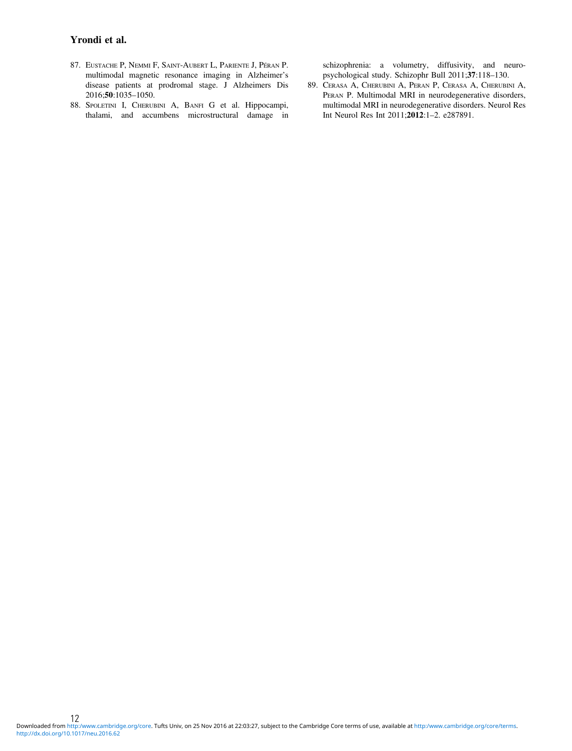87. Eustache P, Nemmi F, Saint-Aubert L, Pariente J, Péran P. multimodal magnetic resonance imaging in Alzheimer's disease patients at prodromal stage. J Alzheimers Dis 2016;**50**:1035–1050.
88. Spoletini I, Cherubini A, Banfi G et al. Hippocampi, thalami, and accumbens microstructural damage in schizophrenia: a volumetry, diffusivity, and neuropsychological study. Schizophr Bull 2011;**37**:118–130.
89. Cerasa A, Cherubini A, Peran P, Cerasa A, Cherubini A, Peran P. Multimodal MRI in neurodegenerative disorders, multimodal MRI in neurodegenerative disorders. Neurol Res Int Neurol Res Int 2011;**2012**:1–2. e287891.